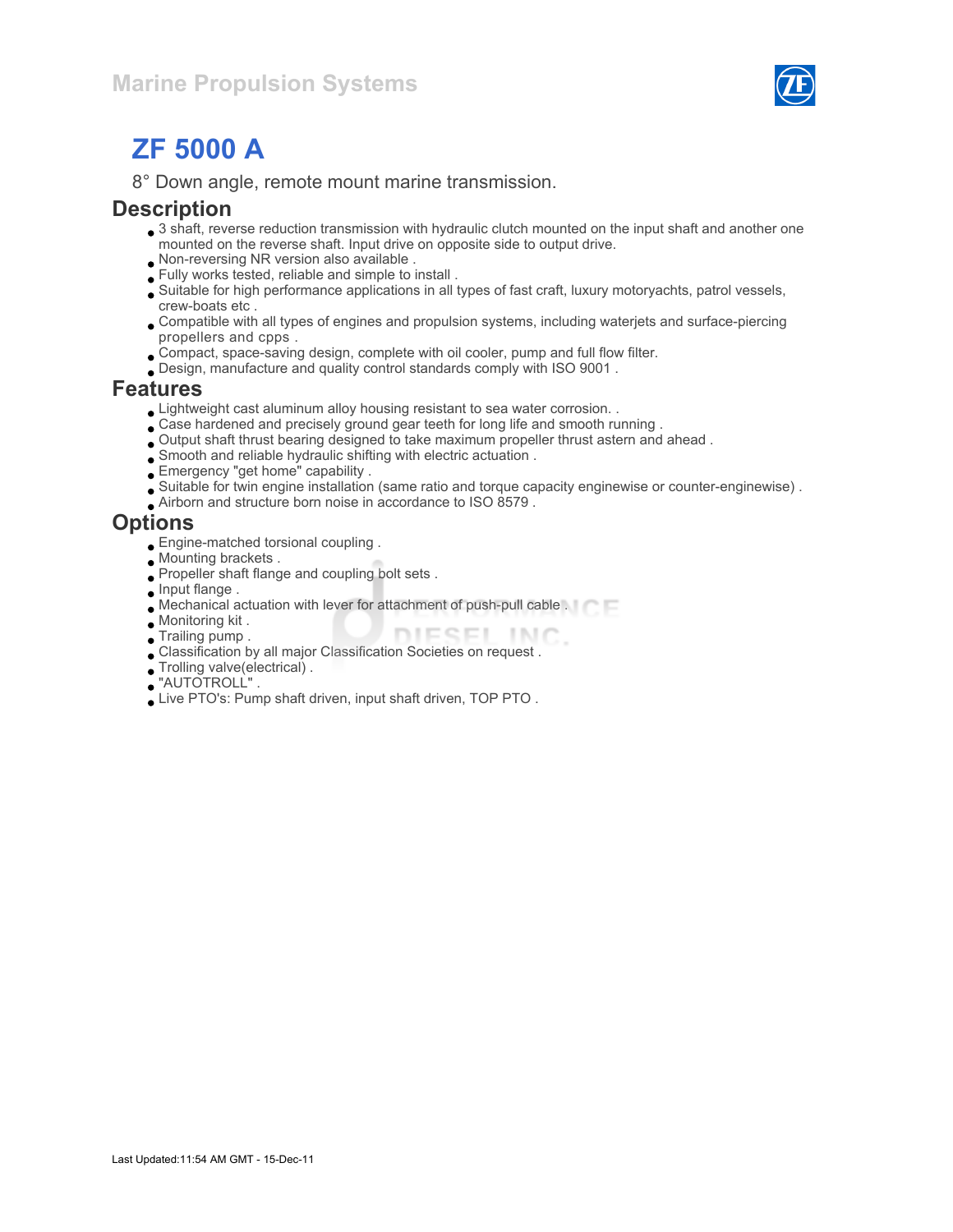Marine Propulsion Systems

# ZF 5000 A

8° Down angle, remote mount marine transmission.

## Description

- 3 shaft, reverse reduction transmission with hydraulic clutch mounted on the input shaft and another one mounted on the reverse shaft. Input drive on opposite side to output drive.
- Non-reversing NR version also available .
- Fully works tested, reliable and simple to install .
- Suitable for high performance applications in all types of fast craft, luxury motoryachts, patrol vessels, crew-boats etc .
- Compatible with all types of engines and propulsion systems, including waterjets and surface-piercing propellers and cpps .
- Compact, space-saving design, complete with oil cooler, pump and full flow filter.
- Design, manufacture and quality control standards comply with ISO 9001 .

## Features

- Lightweight cast aluminum alloy housing resistant to sea water corrosion. .
- Case hardened and precisely ground gear teeth for long life and smooth running .
- Output shaft thrust bearing designed to take maximum propeller thrust astern and ahead .
- Smooth and reliable hydraulic shifting with electric actuation .
- Emergency "get home" capability .
- Suitable for twin engine installation (same ratio and torque capacity enginewise or counter-enginewise) .
- Airborn and structure born noise in accordance to ISO 8579 .

## Options

- Engine-matched torsional coupling .
- Mounting brackets .
- Propeller shaft flange and coupling bolt sets .
- Input flange .
- Mechanical actuation with lever for attachment of push-pull cable .
- Monitoring kit .
- Trailing pump .
- Classification by all major Classification Societies on request .
- Trolling valve(electrical) .
- "AUTOTROLL" .
- Live PTO's: Pump shaft driven, input shaft driven, TOP PTO .

Last Updated:11:54 AM GMT - 15-Dec-11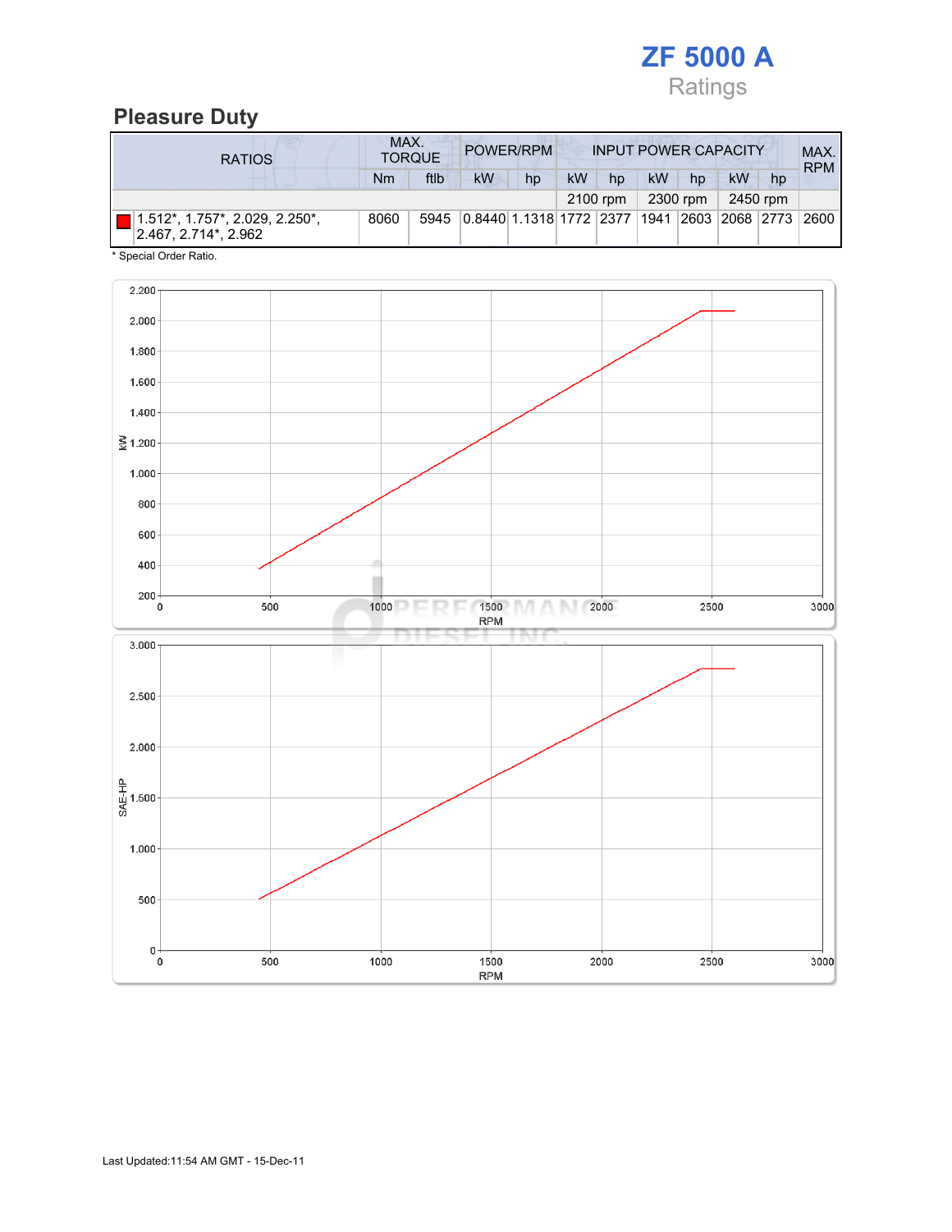# ZF 5000 A

Ratings

## Pleasure Duty

| RATIOS | MAX. TORQUE | | POWER/RPM | | INPUT POWER CAPACITY | | | | | | MAX. RPM |
|---|---|---|---|---|---|---|---|---|---|---|---|
| | Nm | ftlb | kW | hp | kW | hp | kW | hp | kW | hp | |
| | | | | | 2100 rpm | | 2300 rpm | | 2450 rpm | | |
| 1.512*, 1.757*, 2.029, 2.250*, 2.467, 2.714*, 2.962 | 8060 | 5945 | 0.8440 | 1.1318 | 1772 | 2377 | 1941 | 2603 | 2068 | 2773 | 2600 |

* Special Order Ratio.

Last Updated:11:54 AM GMT - 15-Dec-11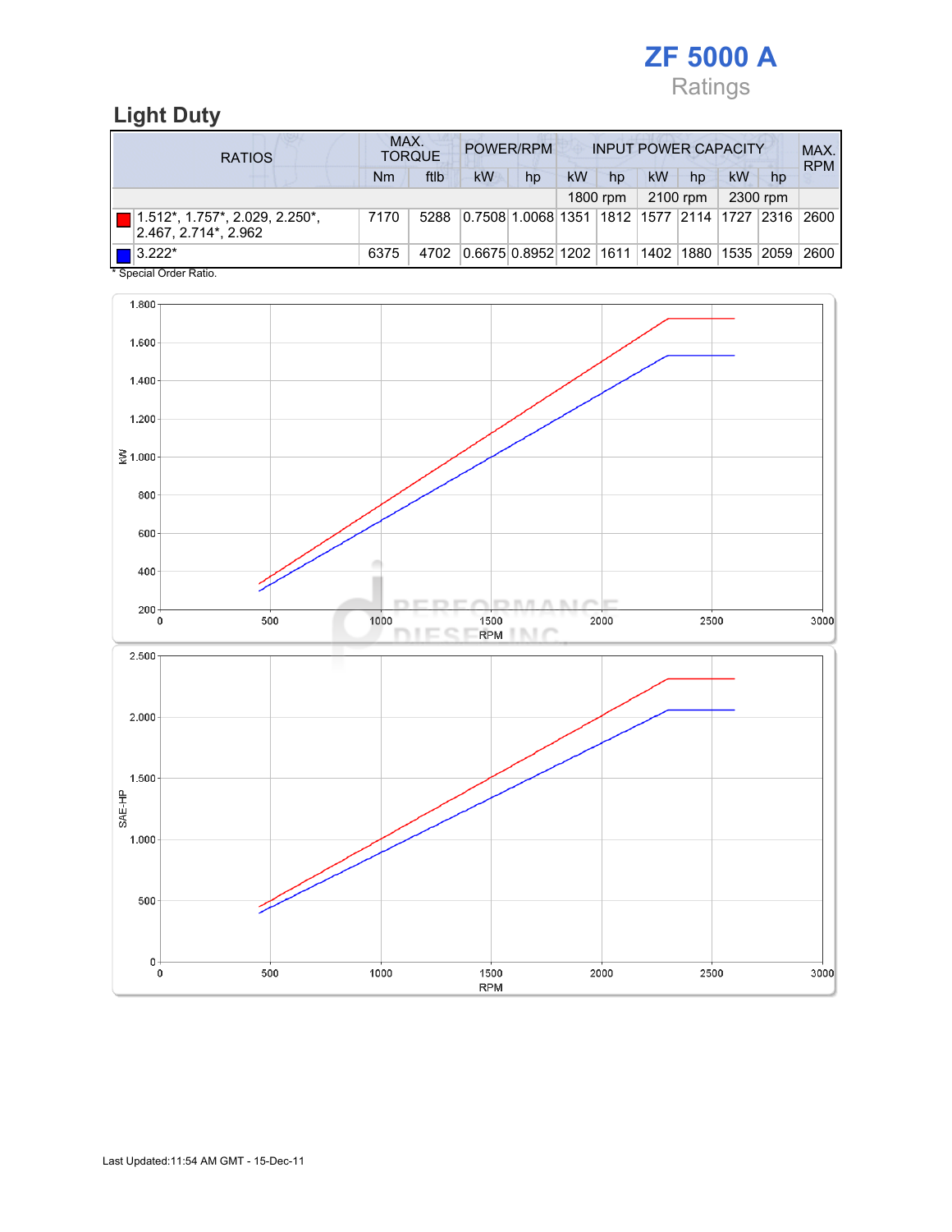# ZF 5000 A

Ratings

## Light Duty

| RATIOS | MAX. TORQUE | | POWER/RPM | | INPUT POWER CAPACITY | | | | | | MAX. RPM |
|---|---|---|---|---|---|---|---|---|---|---|---|
| | Nm | ftlb | kW | hp | kW | hp | kW | hp | kW | hp | |
| | | | | | 1800 rpm | | 2100 rpm | | 2300 rpm | | |
| 1.512*, 1.757*, 2.029, 2.250*, 2.467, 2.714*, 2.962 | 7170 | 5288 | 0.7508 | 1.0068 | 1351 | 1812 | 1577 | 2114 | 1727 | 2316 | 2600 |
| 3.222* | 6375 | 4702 | 0.6675 | 0.8952 | 1202 | 1611 | 1402 | 1880 | 1535 | 2059 | 2600 |

* Special Order Ratio.

Last Updated:11:54 AM GMT - 15-Dec-11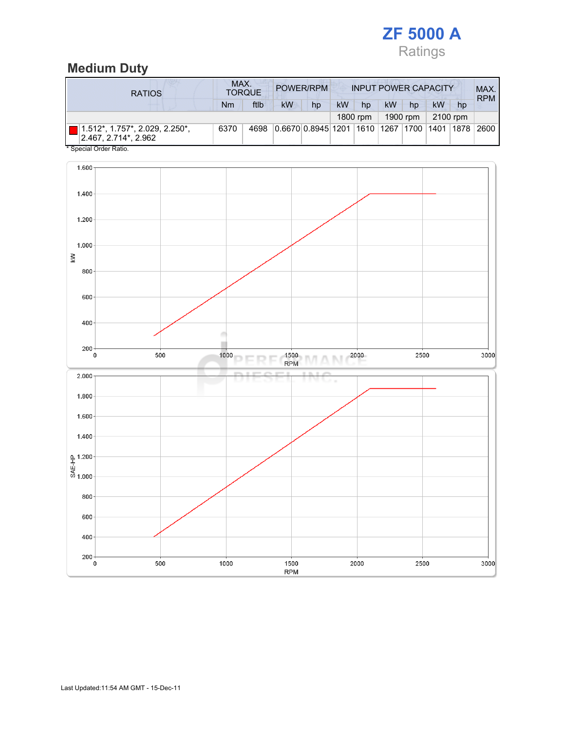# ZF 5000 A

Ratings

## Medium Duty

| RATIOS | MAX. TORQUE | | POWER/RPM | | INPUT POWER CAPACITY | | | | | | MAX. RPM |
|---|---|---|---|---|---|---|---|---|---|---|---|
| | Nm | ftlb | kW | hp | kW | hp | kW | hp | kW | hp | |
| | | | | | 1800 rpm | | 1900 rpm | | 2100 rpm | | |
| 1.512*, 1.757*, 2.029, 2.250*, 2.467, 2.714*, 2.962 | 6370 | 4698 | 0.6670 | 0.8945 | 1201 | 1610 | 1267 | 1700 | 1401 | 1878 | 2600 |

* Special Order Ratio.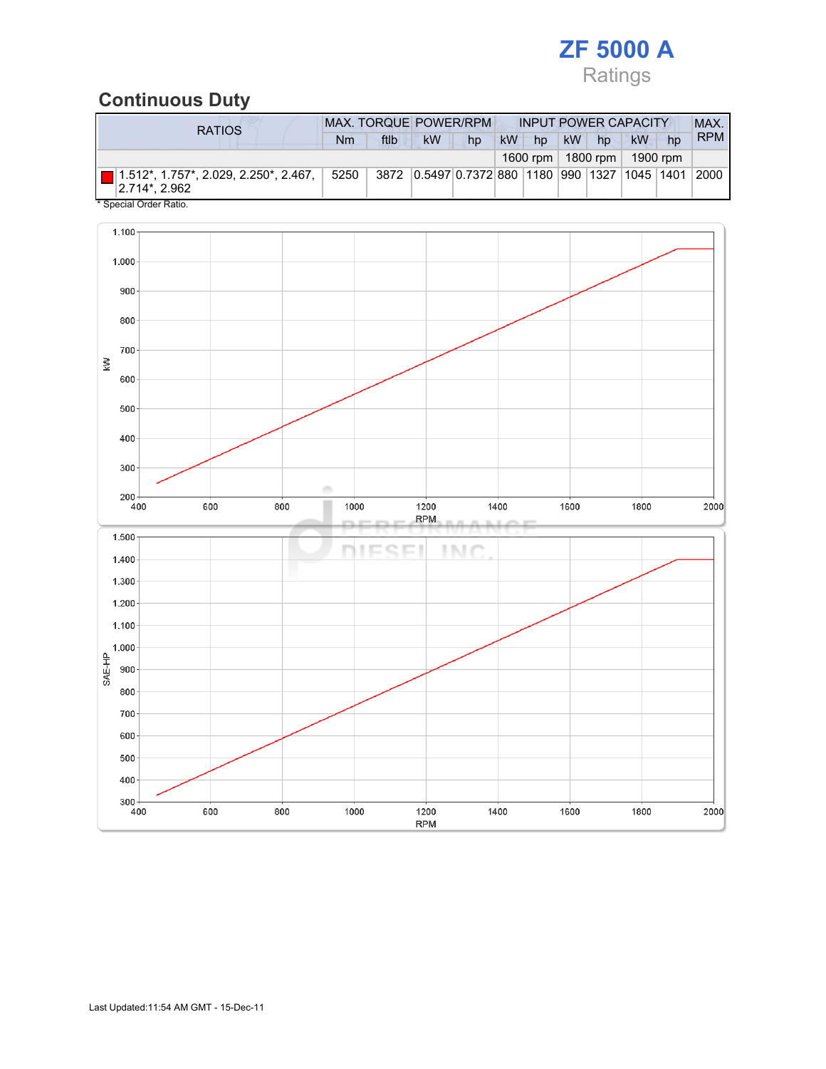# ZF 5000 A

Ratings

## Continuous Duty

| RATIOS | MAX. TORQUE | | POWER/RPM | | INPUT POWER CAPACITY | | | | | | MAX. RPM |
|---|---|---|---|---|---|---|---|---|---|---|---|
| | Nm | ftlb | kW | hp | kW | hp | kW | hp | kW | hp | |
| | | | | | 1600 rpm | | 1800 rpm | | 1900 rpm | | |
| 1.512*, 1.757*, 2.029, 2.250*, 2.467, 2.714*, 2.962 | 5250 | 3872 | 0.5497 | 0.7372 | 880 | 1180 | 990 | 1327 | 1045 | 1401 | 2000 |

* Special Order Ratio.

Last Updated:11:54 AM GMT - 15-Dec-11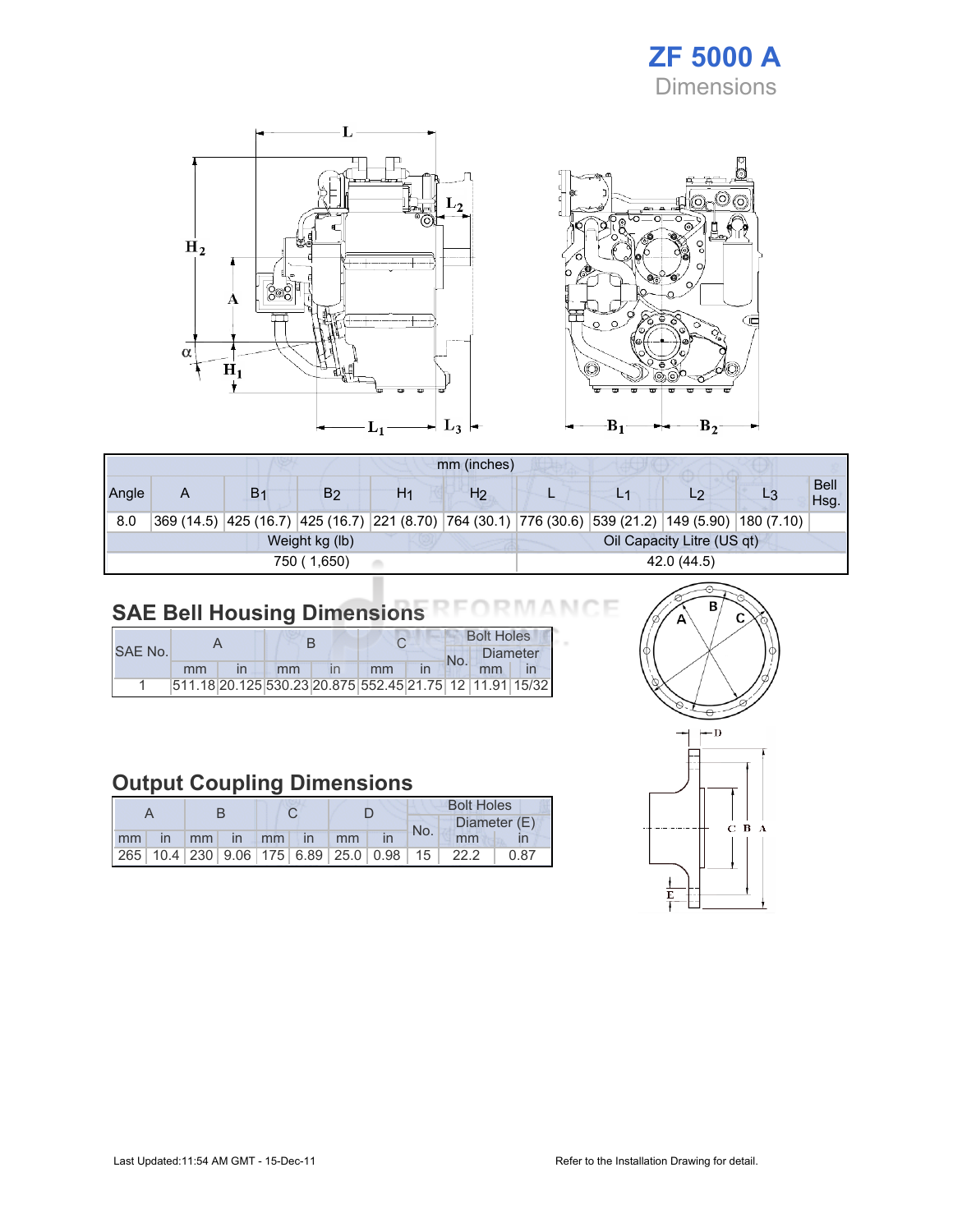# ZF 5000 A

Dimensions

| mm (inches) | | | | | | | | | | |
|---|---|---|---|---|---|---|---|---|---|---|
| Angle | A | $B_1$ | $B_2$ | $H_1$ | $H_2$ | L | $L_1$ | $L_2$ | $L_3$ | Bell Hsg. |
| 8.0 | 369 (14.5) | 425 (16.7) | 425 (16.7) | 221 (8.70) | 764 (30.1) | 776 (30.6) | 539 (21.2) | 149 (5.90) | 180 (7.10) | |
| Weight kg (lb) | | | | | Oil Capacity Litre (US qt) | | | | | |
| 750 ( 1,650) | | | | | 42.0 (44.5) | | | | | |

## SAE Bell Housing Dimensions

| SAE No. | A | | B | | C | | Bolt Holes | | |
|---|---|---|---|---|---|---|---|---|---|
| | | | | | | | No. | Diameter | |
| | mm | in | mm | in | mm | in | | mm | in |
| 1 | 511.18 | 20.125 | 530.23 | 20.875 | 552.45 | 21.75 | 12 | 11.91 | 15/32 |

## Output Coupling Dimensions

| A | | B | | C | | D | | Bolt Holes | | |
|---|---|---|---|---|---|---|---|---|---|---|
| | | | | | | | | No. | Diameter (E) | |
| mm | in | mm | in | mm | in | mm | in | | mm | in |
| 265 | 10.4 | 230 | 9.06 | 175 | 6.89 | 25.0 | 0.98 | 15 | 22.2 | 0.87 |

Last Updated:11:54 AM GMT - 15-Dec-11

Refer to the Installation Drawing for detail.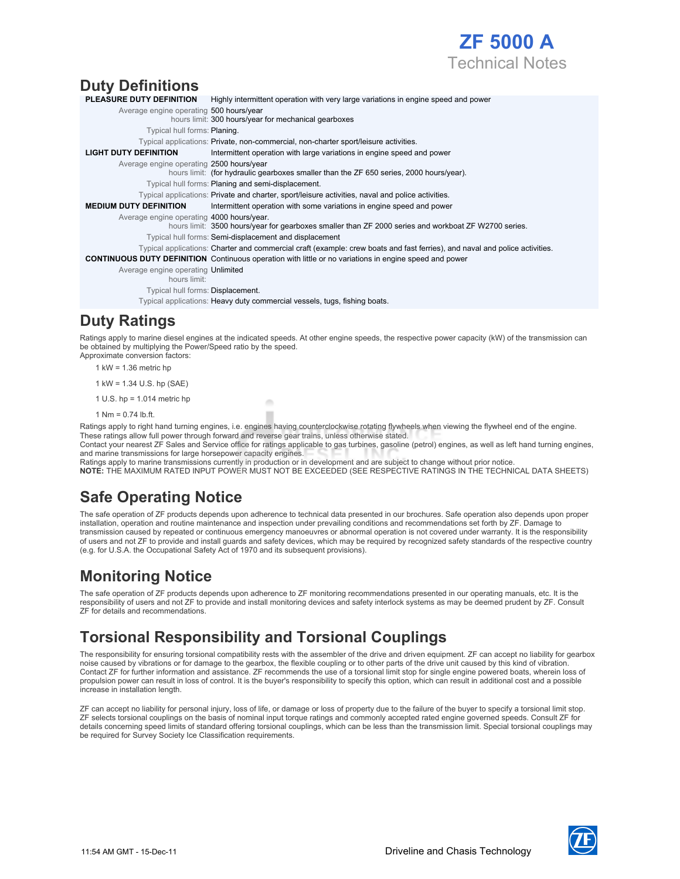# ZF 5000 A
Technical Notes

## Duty Definitions

| | |
|---|---|
| **PLEASURE DUTY DEFINITION** | Highly intermittent operation with very large variations in engine speed and power |
| Average engine operating hours limit: | 500 hours/year<br>300 hours/year for mechanical gearboxes |
| Typical hull forms: | Planing. |
| Typical applications: | Private, non-commercial, non-charter sport/leisure activities. |
| **LIGHT DUTY DEFINITION** | Intermittent operation with large variations in engine speed and power |
| Average engine operating hours limit: | 2500 hours/year<br>(for hydraulic gearboxes smaller than the ZF 650 series, 2000 hours/year). |
| Typical hull forms: | Planing and semi-displacement. |
| Typical applications: | Private and charter, sport/leisure activities, naval and police activities. |
| **MEDIUM DUTY DEFINITION** | Intermittent operation with some variations in engine speed and power |
| Average engine operating hours limit: | 4000 hours/year.<br>3500 hours/year for gearboxes smaller than ZF 2000 series and workboat ZF W2700 series. |
| Typical hull forms: | Semi-displacement and displacement |
| Typical applications: | Charter and commercial craft (example: crew boats and fast ferries), and naval and police activities. |
| **CONTINUOUS DUTY DEFINITION** | Continuous operation with little or no variations in engine speed and power |
| Average engine operating hours limit: | Unlimited |
| Typical hull forms: | Displacement. |
| Typical applications: | Heavy duty commercial vessels, tugs, fishing boats. |

## Duty Ratings

Ratings apply to marine diesel engines at the indicated speeds. At other engine speeds, the respective power capacity (kW) of the transmission can be obtained by multiplying the Power/Speed ratio by the speed.
Approximate conversion factors:

1 kW = 1.36 metric hp

1 kW = 1.34 U.S. hp (SAE)

1 U.S. hp = 1.014 metric hp

1 Nm = 0.74 lb.ft.

Ratings apply to right hand turning engines, i.e. engines having counterclockwise rotating flywheels when viewing the flywheel end of the engine. These ratings allow full power through forward and reverse gear trains, unless otherwise stated.
Contact your nearest ZF Sales and Service office for ratings applicable to gas turbines, gasoline (petrol) engines, as well as left hand turning engines, and marine transmissions for large horsepower capacity engines.
Ratings apply to marine transmissions currently in production or in development and are subject to change without prior notice.
**NOTE:** THE MAXIMUM RATED INPUT POWER MUST NOT BE EXCEEDED (SEE RESPECTIVE RATINGS IN THE TECHNICAL DATA SHEETS)

## Safe Operating Notice

The safe operation of ZF products depends upon adherence to technical data presented in our brochures. Safe operation also depends upon proper installation, operation and routine maintenance and inspection under prevailing conditions and recommendations set forth by ZF. Damage to transmission caused by repeated or continuous emergency manoeuvres or abnormal operation is not covered under warranty. It is the responsibility of users and not ZF to provide and install guards and safety devices, which may be required by recognized safety standards of the respective country (e.g. for U.S.A. the Occupational Safety Act of 1970 and its subsequent provisions).

## Monitoring Notice

The safe operation of ZF products depends upon adherence to ZF monitoring recommendations presented in our operating manuals, etc. It is the responsibility of users and not ZF to provide and install monitoring devices and safety interlock systems as may be deemed prudent by ZF. Consult ZF for details and recommendations.

## Torsional Responsibility and Torsional Couplings

The responsibility for ensuring torsional compatibility rests with the assembler of the drive and driven equipment. ZF can accept no liability for gearbox noise caused by vibrations or for damage to the gearbox, the flexible coupling or to other parts of the drive unit caused by this kind of vibration. Contact ZF for further information and assistance. ZF recommends the use of a torsional limit stop for single engine powered boats, wherein loss of propulsion power can result in loss of control. It is the buyer's responsibility to specify this option, which can result in additional cost and a possible increase in installation length.

ZF can accept no liability for personal injury, loss of life, or damage or loss of property due to the failure of the buyer to specify a torsional limit stop. ZF selects torsional couplings on the basis of nominal input torque ratings and commonly accepted rated engine governed speeds. Consult ZF for details concerning speed limits of standard offering torsional couplings, which can be less than the transmission limit. Special torsional couplings may be required for Survey Society Ice Classification requirements.